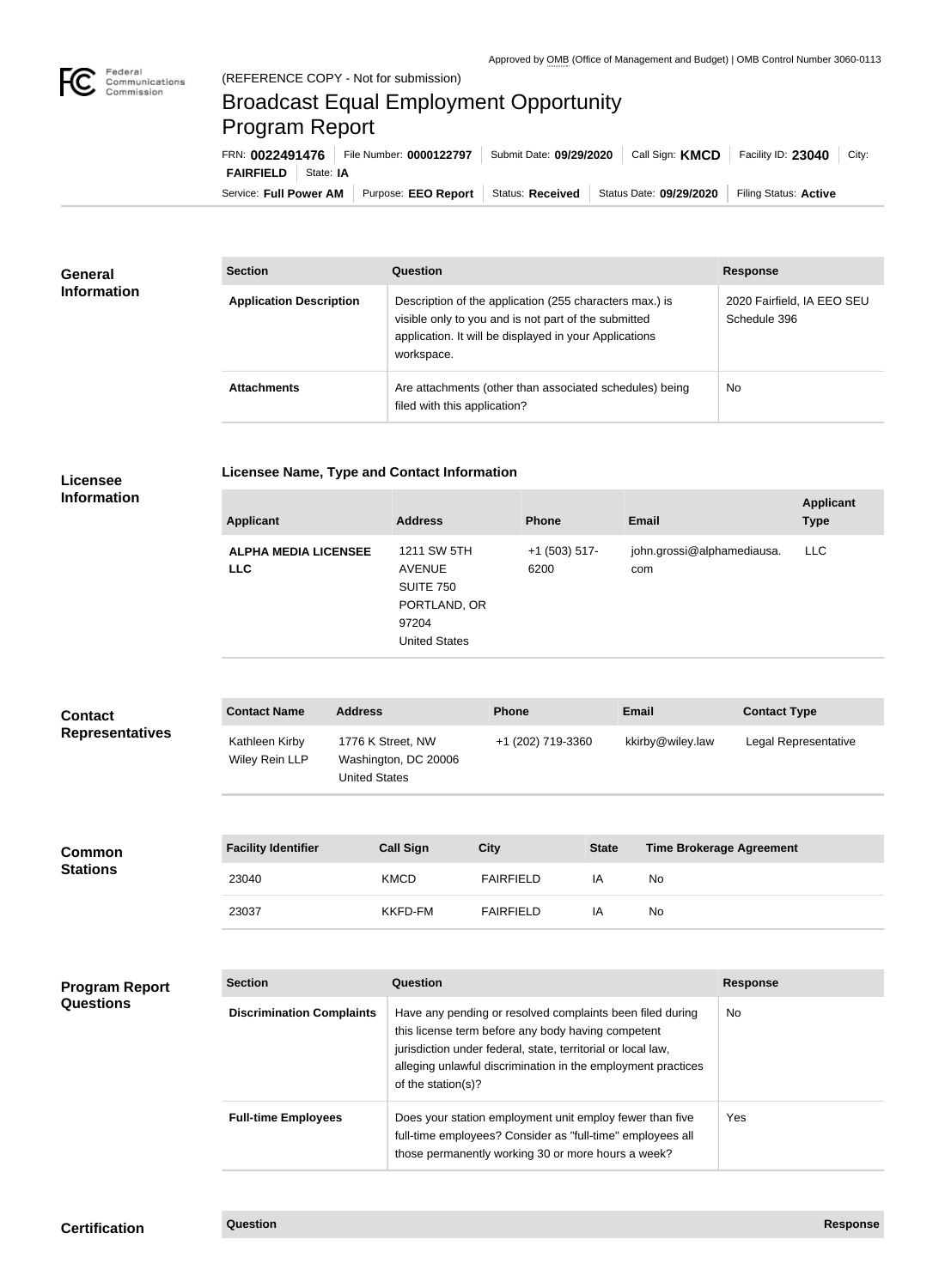Approved by OMB (Office of Management and Budget) | OMB Control Number 3060-0113

(REFERENCE COPY - Not for submission)

# Broadcast Equal Employment Opportunity Program Report

FRN: **0022491476** | File Number: **0000122797** | Submit Date: **09/29/2020** | Call Sign: **KMCD** | Facility ID: **23040** | City: **FAIRFIELD** | State: **IA**

Service: **Full Power AM** | Purpose: **EEO Report** | Status: **Received** | Status Date: **09/29/2020** | Filing Status: **Active**

## General Information

| Section | Question | Response |
| --- | --- | --- |
| **Application Description** | Description of the application (255 characters max.) is visible only to you and is not part of the submitted application. It will be displayed in your Applications workspace. | 2020 Fairfield, IA EEO SEU Schedule 396 |
| **Attachments** | Are attachments (other than associated schedules) being filed with this application? | No |

## Licensee Information

### Licensee Name, Type and Contact Information

| Applicant | Address | Phone | Email | Applicant Type |
| --- | --- | --- | --- | --- |
| **ALPHA MEDIA LICENSEE LLC** | 1211 SW 5TH AVENUE SUITE 750 PORTLAND, OR 97204 United States | +1 (503) 517-6200 | john.grossi@alphamediausa.com | LLC |

## Contact Representatives

| Contact Name | Address | Phone | Email | Contact Type |
| --- | --- | --- | --- | --- |
| Kathleen Kirby Wiley Rein LLP | 1776 K Street, NW Washington, DC 20006 United States | +1 (202) 719-3360 | kkirby@wiley.law | Legal Representative |

## Common Stations

| Facility Identifier | Call Sign | City | State | Time Brokerage Agreement |
| --- | --- | --- | --- | --- |
| 23040 | KMCD | FAIRFIELD | IA | No |
| 23037 | KKFD-FM | FAIRFIELD | IA | No |

## Program Report Questions

| Section | Question | Response |
| --- | --- | --- |
| **Discrimination Complaints** | Have any pending or resolved complaints been filed during this license term before any body having competent jurisdiction under federal, state, territorial or local law, alleging unlawful discrimination in the employment practices of the station(s)? | No |
| **Full-time Employees** | Does your station employment unit employ fewer than five full-time employees? Consider as "full-time" employees all those permanently working 30 or more hours a week? | Yes |

## Certification

| Question | Response |
| --- | --- |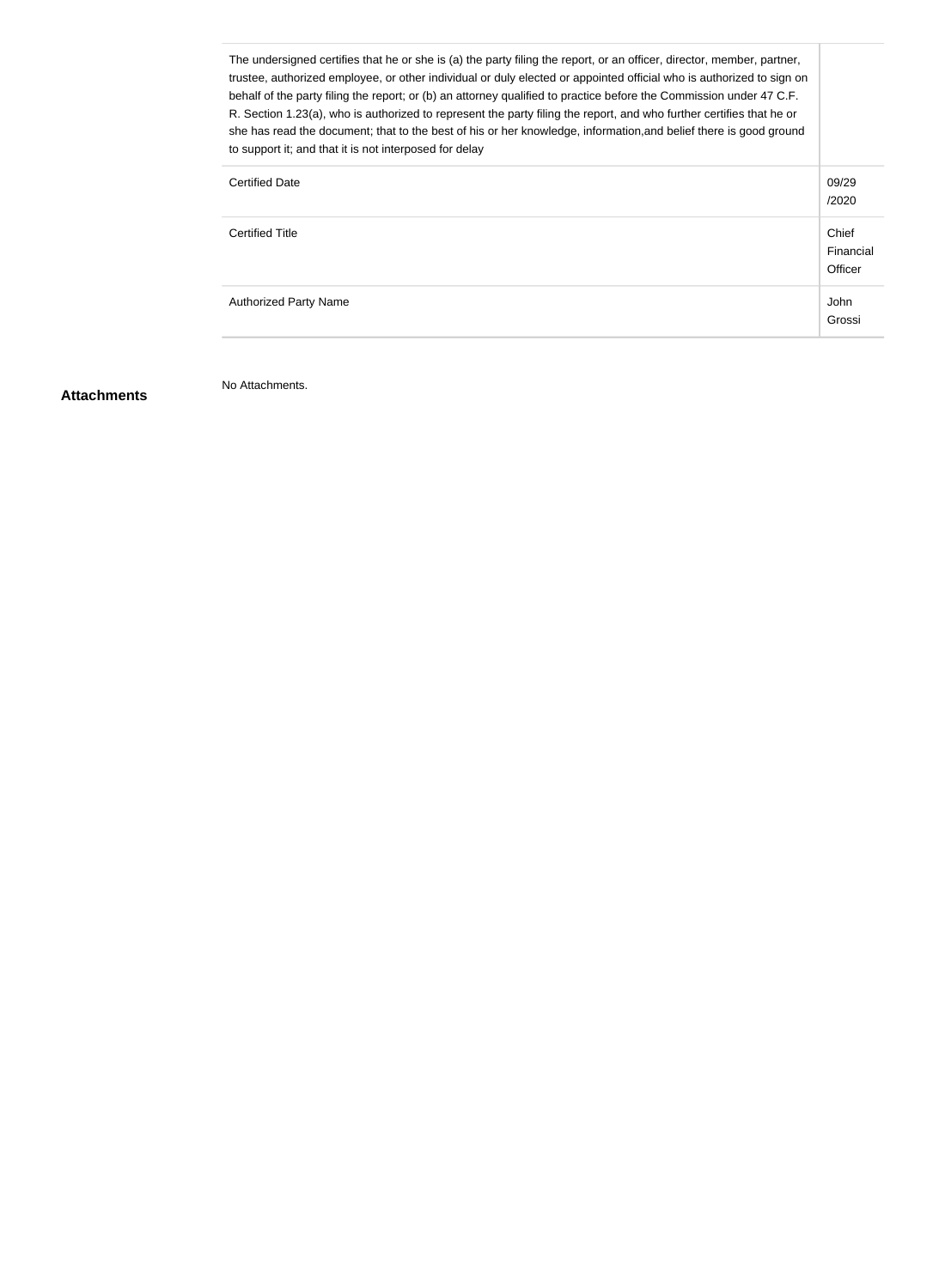| | |
|---|---|
| The undersigned certifies that he or she is (a) the party filing the report, or an officer, director, member, partner, trustee, authorized employee, or other individual or duly elected or appointed official who is authorized to sign on behalf of the party filing the report; or (b) an attorney qualified to practice before the Commission under 47 C.F. R. Section 1.23(a), who is authorized to represent the party filing the report, and who further certifies that he or she has read the document; that to the best of his or her knowledge, information,and belief there is good ground to support it; and that it is not interposed for delay | |
| Certified Date | 09/29/2020 |
| Certified Title | Chief Financial Officer |
| Authorized Party Name | John Grossi |

**Attachments**

No Attachments.